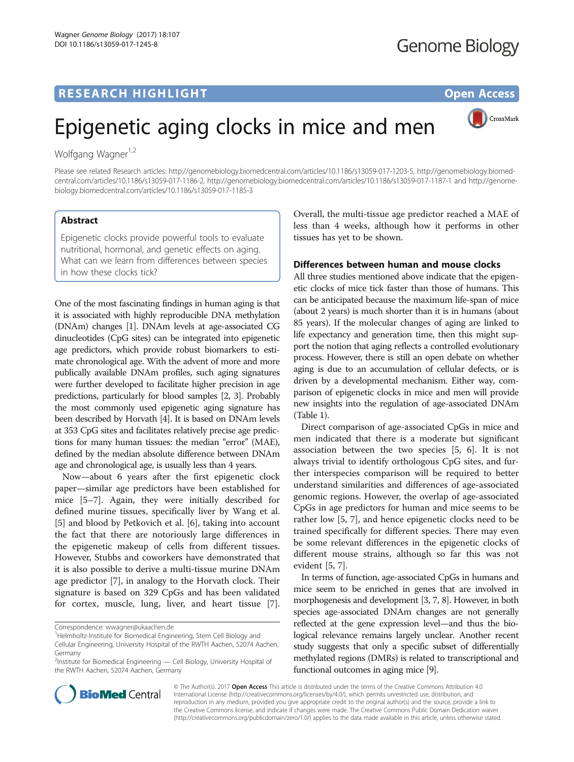RESEARCH HIGHLIGHT

Open Access

# Epigenetic aging clocks in mice and men

Wolfgang Wagner[1,2]

Please see related Research articles: http://genomebiology.biomedcentral.com/articles/10.1186/s13059-017-1203-5, http://genomebiology.biomedcentral.com/articles/10.1186/s13059-017-1186-2, http://genomebiology.biomedcentral.com/articles/10.1186/s13059-017-1187-1 and http://genomebiology.biomedcentral.com/articles/10.1186/s13059-017-1185-3

## Abstract

Epigenetic clocks provide powerful tools to evaluate nutritional, hormonal, and genetic effects on aging. What can we learn from differences between species in how these clocks tick?

One of the most fascinating findings in human aging is that it is associated with highly reproducible DNA methylation (DNAm) changes [1]. DNAm levels at age-associated CG dinucleotides (CpG sites) can be integrated into epigenetic age predictors, which provide robust biomarkers to estimate chronological age. With the advent of more and more publically available DNAm profiles, such aging signatures were further developed to facilitate higher precision in age predictions, particularly for blood samples [2, 3]. Probably the most commonly used epigenetic aging signature has been described by Horvath [4]. It is based on DNAm levels at 353 CpG sites and facilitates relatively precise age predictions for many human tissues: the median "error" (MAE), defined by the median absolute difference between DNAm age and chronological age, is usually less than 4 years.

Now—about 6 years after the first epigenetic clock paper—similar age predictors have been established for mice [5–7]. Again, they were initially described for defined murine tissues, specifically liver by Wang et al. [5] and blood by Petkovich et al. [6], taking into account the fact that there are notoriously large differences in the epigenetic makeup of cells from different tissues. However, Stubbs and coworkers have demonstrated that it is also possible to derive a multi-tissue murine DNAm age predictor [7], in analogy to the Horvath clock. Their signature is based on 329 CpGs and has been validated for cortex, muscle, lung, liver, and heart tissue [7]. Overall, the multi-tissue age predictor reached a MAE of less than 4 weeks, although how it performs in other tissues has yet to be shown.

### Differences between human and mouse clocks

All three studies mentioned above indicate that the epigenetic clocks of mice tick faster than those of humans. This can be anticipated because the maximum life-span of mice (about 2 years) is much shorter than it is in humans (about 85 years). If the molecular changes of aging are linked to life expectancy and generation time, then this might support the notion that aging reflects a controlled evolutionary process. However, there is still an open debate on whether aging is due to an accumulation of cellular defects, or is driven by a developmental mechanism. Either way, comparison of epigenetic clocks in mice and men will provide new insights into the regulation of age-associated DNAm (Table 1).

Direct comparison of age-associated CpGs in mice and men indicated that there is a moderate but significant association between the two species [5, 6]. It is not always trivial to identify orthologous CpG sites, and further interspecies comparison will be required to better understand similarities and differences of age-associated genomic regions. However, the overlap of age-associated CpGs in age predictors for human and mice seems to be rather low [5, 7], and hence epigenetic clocks need to be trained specifically for different species. There may even be some relevant differences in the epigenetic clocks of different mouse strains, although so far this was not evident [5, 7].

In terms of function, age-associated CpGs in humans and mice seem to be enriched in genes that are involved in morphogenesis and development [3, 7, 8]. However, in both species age-associated DNAm changes are not generally reflected at the gene expression level—and thus the biological relevance remains largely unclear. Another recent study suggests that only a specific subset of differentially methylated regions (DMRs) is related to transcriptional and functional outcomes in aging mice [9].

Correspondence: wwagner@ukaachen.de
[1]Helmholtz-Institute for Biomedical Engineering, Stem Cell Biology and Cellular Engineering, University Hospital of the RWTH Aachen, 52074 Aachen, Germany
[2]Institute for Biomedical Engineering — Cell Biology, University Hospital of the RWTH Aachen, 52074 Aachen, Germany

© The Author(s). 2017 **Open Access** This article is distributed under the terms of the Creative Commons Attribution 4.0 International License (http://creativecommons.org/licenses/by/4.0/), which permits unrestricted use, distribution, and reproduction in any medium, provided you give appropriate credit to the original author(s) and the source, provide a link to the Creative Commons license, and indicate if changes were made. The Creative Commons Public Domain Dedication waiver (http://creativecommons.org/publicdomain/zero/1.0/) applies to the data made available in this article, unless otherwise stated.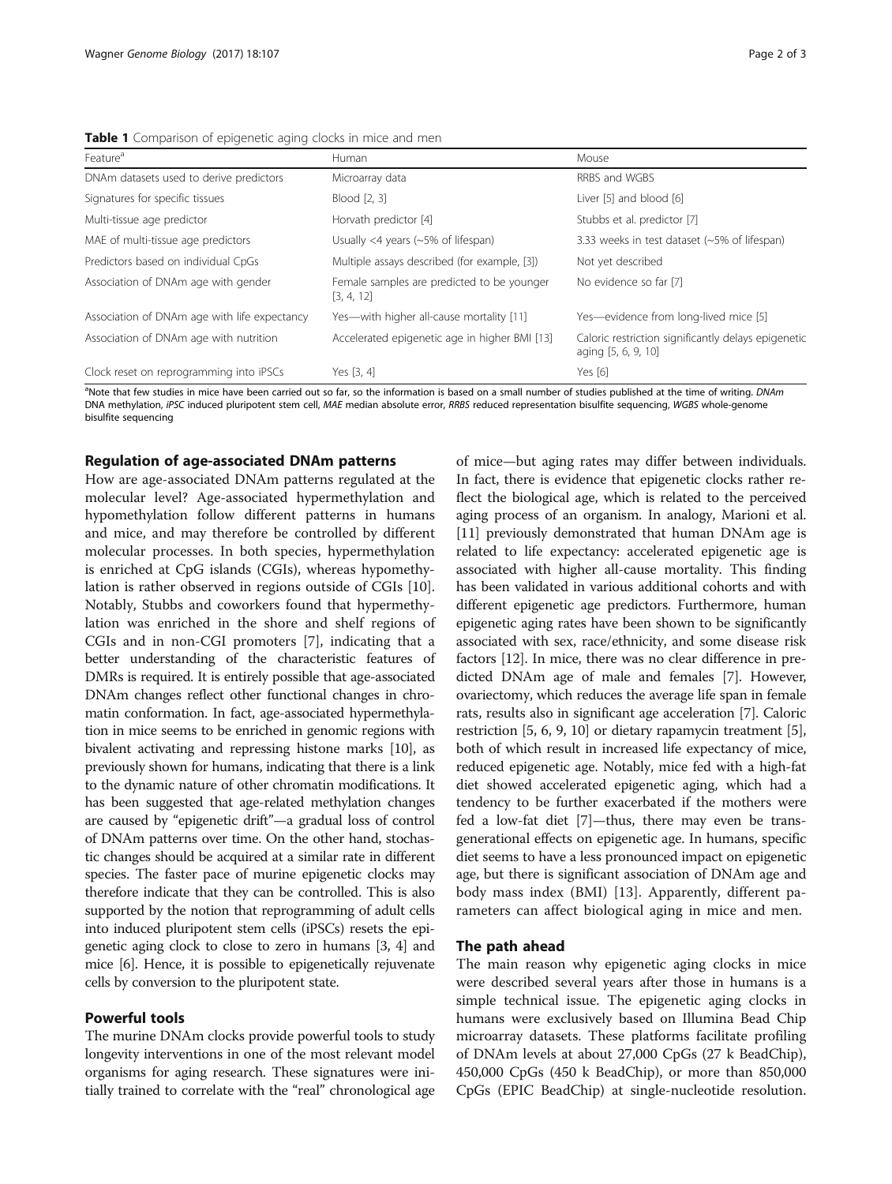**Table 1** Comparison of epigenetic aging clocks in mice and men

| Feature[a] | Human | Mouse |
| --- | --- | --- |
| DNAm datasets used to derive predictors | Microarray data | RRBS and WGBS |
| Signatures for specific tissues | Blood [2, 3] | Liver [5] and blood [6] |
| Multi-tissue age predictor | Horvath predictor [4] | Stubbs et al. predictor [7] |
| MAE of multi-tissue age predictors | Usually <4 years (~5% of lifespan) | 3.33 weeks in test dataset (~5% of lifespan) |
| Predictors based on individual CpGs | Multiple assays described (for example, [3]) | Not yet described |
| Association of DNAm age with gender | Female samples are predicted to be younger [3, 4, 12] | No evidence so far [7] |
| Association of DNAm age with life expectancy | Yes—with higher all-cause mortality [11] | Yes—evidence from long-lived mice [5] |
| Association of DNAm age with nutrition | Accelerated epigenetic age in higher BMI [13] | Caloric restriction significantly delays epigenetic aging [5, 6, 9, 10] |
| Clock reset on reprogramming into iPSCs | Yes [3, 4] | Yes [6] |

[a]Note that few studies in mice have been carried out so far, so the information is based on a small number of studies published at the time of writing. *DNAm* DNA methylation, *iPSC* induced pluripotent stem cell, *MAE* median absolute error, *RRBS* reduced representation bisulfite sequencing, *WGBS* whole-genome bisulfite sequencing

## Regulation of age-associated DNAm patterns

How are age-associated DNAm patterns regulated at the molecular level? Age-associated hypermethylation and hypomethylation follow different patterns in humans and mice, and may therefore be controlled by different molecular processes. In both species, hypermethylation is enriched at CpG islands (CGIs), whereas hypomethylation is rather observed in regions outside of CGIs [10]. Notably, Stubbs and coworkers found that hypermethylation was enriched in the shore and shelf regions of CGIs and in non-CGI promoters [7], indicating that a better understanding of the characteristic features of DMRs is required. It is entirely possible that age-associated DNAm changes reflect other functional changes in chromatin conformation. In fact, age-associated hypermethylation in mice seems to be enriched in genomic regions with bivalent activating and repressing histone marks [10], as previously shown for humans, indicating that there is a link to the dynamic nature of other chromatin modifications. It has been suggested that age-related methylation changes are caused by "epigenetic drift"—a gradual loss of control of DNAm patterns over time. On the other hand, stochastic changes should be acquired at a similar rate in different species. The faster pace of murine epigenetic clocks may therefore indicate that they can be controlled. This is also supported by the notion that reprogramming of adult cells into induced pluripotent stem cells (iPSCs) resets the epigenetic aging clock to close to zero in humans [3, 4] and mice [6]. Hence, it is possible to epigenetically rejuvenate cells by conversion to the pluripotent state.

## Powerful tools

The murine DNAm clocks provide powerful tools to study longevity interventions in one of the most relevant model organisms for aging research. These signatures were initially trained to correlate with the "real" chronological age of mice—but aging rates may differ between individuals. In fact, there is evidence that epigenetic clocks rather reflect the biological age, which is related to the perceived aging process of an organism. In analogy, Marioni et al. [11] previously demonstrated that human DNAm age is related to life expectancy: accelerated epigenetic age is associated with higher all-cause mortality. This finding has been validated in various additional cohorts and with different epigenetic age predictors. Furthermore, human epigenetic aging rates have been shown to be significantly associated with sex, race/ethnicity, and some disease risk factors [12]. In mice, there was no clear difference in predicted DNAm age of male and females [7]. However, ovariectomy, which reduces the average life span in female rats, results also in significant age acceleration [7]. Caloric restriction [5, 6, 9, 10] or dietary rapamycin treatment [5], both of which result in increased life expectancy of mice, reduced epigenetic age. Notably, mice fed with a high-fat diet showed accelerated epigenetic aging, which had a tendency to be further exacerbated if the mothers were fed a low-fat diet [7]—thus, there may even be transgenerational effects on epigenetic age. In humans, specific diet seems to have a less pronounced impact on epigenetic age, but there is significant association of DNAm age and body mass index (BMI) [13]. Apparently, different parameters can affect biological aging in mice and men.

## The path ahead

The main reason why epigenetic aging clocks in mice were described several years after those in humans is a simple technical issue. The epigenetic aging clocks in humans were exclusively based on Illumina Bead Chip microarray datasets. These platforms facilitate profiling of DNAm levels at about 27,000 CpGs (27 k BeadChip), 450,000 CpGs (450 k BeadChip), or more than 850,000 CpGs (EPIC BeadChip) at single-nucleotide resolution.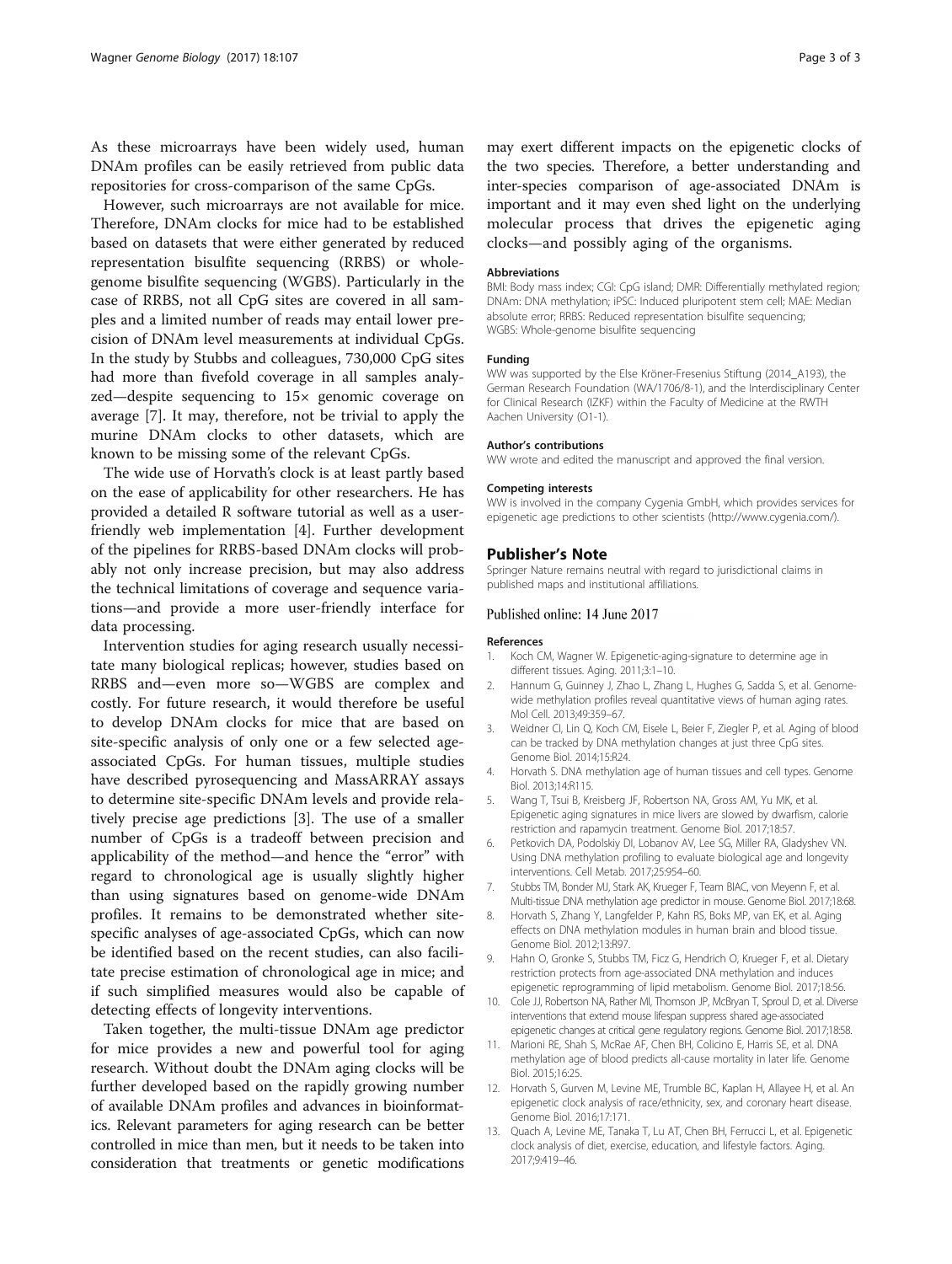As these microarrays have been widely used, human DNAm profiles can be easily retrieved from public data repositories for cross-comparison of the same CpGs.

However, such microarrays are not available for mice. Therefore, DNAm clocks for mice had to be established based on datasets that were either generated by reduced representation bisulfite sequencing (RRBS) or whole-genome bisulfite sequencing (WGBS). Particularly in the case of RRBS, not all CpG sites are covered in all samples and a limited number of reads may entail lower precision of DNAm level measurements at individual CpGs. In the study by Stubbs and colleagues, 730,000 CpG sites had more than fivefold coverage in all samples analyzed—despite sequencing to 15× genomic coverage on average [7]. It may, therefore, not be trivial to apply the murine DNAm clocks to other datasets, which are known to be missing some of the relevant CpGs.

The wide use of Horvath's clock is at least partly based on the ease of applicability for other researchers. He has provided a detailed R software tutorial as well as a user-friendly web implementation [4]. Further development of the pipelines for RRBS-based DNAm clocks will probably not only increase precision, but may also address the technical limitations of coverage and sequence variations—and provide a more user-friendly interface for data processing.

Intervention studies for aging research usually necessitate many biological replicas; however, studies based on RRBS and—even more so—WGBS are complex and costly. For future research, it would therefore be useful to develop DNAm clocks for mice that are based on site-specific analysis of only one or a few selected age-associated CpGs. For human tissues, multiple studies have described pyrosequencing and MassARRAY assays to determine site-specific DNAm levels and provide relatively precise age predictions [3]. The use of a smaller number of CpGs is a tradeoff between precision and applicability of the method—and hence the "error" with regard to chronological age is usually slightly higher than using signatures based on genome-wide DNAm profiles. It remains to be demonstrated whether site-specific analyses of age-associated CpGs, which can now be identified based on the recent studies, can also facilitate precise estimation of chronological age in mice; and if such simplified measures would also be capable of detecting effects of longevity interventions.

Taken together, the multi-tissue DNAm age predictor for mice provides a new and powerful tool for aging research. Without doubt the DNAm aging clocks will be further developed based on the rapidly growing number of available DNAm profiles and advances in bioinformatics. Relevant parameters for aging research can be better controlled in mice than men, but it needs to be taken into consideration that treatments or genetic modifications may exert different impacts on the epigenetic clocks of the two species. Therefore, a better understanding and inter-species comparison of age-associated DNAm is important and it may even shed light on the underlying molecular process that drives the epigenetic aging clocks—and possibly aging of the organisms.

#### Abbreviations

BMI: Body mass index; CGI: CpG island; DMR: Differentially methylated region; DNAm: DNA methylation; iPSC: Induced pluripotent stem cell; MAE: Median absolute error; RRBS: Reduced representation bisulfite sequencing; WGBS: Whole-genome bisulfite sequencing

#### Funding

WW was supported by the Else Kröner-Fresenius Stiftung (2014_A193), the German Research Foundation (WA/1706/8-1), and the Interdisciplinary Center for Clinical Research (IZKF) within the Faculty of Medicine at the RWTH Aachen University (O1-1).

#### Author's contributions

WW wrote and edited the manuscript and approved the final version.

#### Competing interests

WW is involved in the company Cygenia GmbH, which provides services for epigenetic age predictions to other scientists (http://www.cygenia.com/).

### Publisher's Note

Springer Nature remains neutral with regard to jurisdictional claims in published maps and institutional affiliations.

Published online: 14 June 2017

#### References

1. Koch CM, Wagner W. Epigenetic-aging-signature to determine age in different tissues. Aging. 2011;3:1–10.
2. Hannum G, Guinney J, Zhao L, Zhang L, Hughes G, Sadda S, et al. Genome-wide methylation profiles reveal quantitative views of human aging rates. Mol Cell. 2013;49:359–67.
3. Weidner CI, Lin Q, Koch CM, Eisele L, Beier F, Ziegler P, et al. Aging of blood can be tracked by DNA methylation changes at just three CpG sites. Genome Biol. 2014;15:R24.
4. Horvath S. DNA methylation age of human tissues and cell types. Genome Biol. 2013;14:R115.
5. Wang T, Tsui B, Kreisberg JF, Robertson NA, Gross AM, Yu MK, et al. Epigenetic aging signatures in mice livers are slowed by dwarfism, calorie restriction and rapamycin treatment. Genome Biol. 2017;18:57.
6. Petkovich DA, Podolskiy DI, Lobanov AV, Lee SG, Miller RA, Gladyshev VN. Using DNA methylation profiling to evaluate biological age and longevity interventions. Cell Metab. 2017;25:954–60.
7. Stubbs TM, Bonder MJ, Stark AK, Krueger F, Team BIAC, von Meyenn F, et al. Multi-tissue DNA methylation age predictor in mouse. Genome Biol. 2017;18:68.
8. Horvath S, Zhang Y, Langfelder P, Kahn RS, Boks MP, van EK, et al. Aging effects on DNA methylation modules in human brain and blood tissue. Genome Biol. 2012;13:R97.
9. Hahn O, Gronke S, Stubbs TM, Ficz G, Hendrich O, Krueger F, et al. Dietary restriction protects from age-associated DNA methylation and induces epigenetic reprogramming of lipid metabolism. Genome Biol. 2017;18:56.
10. Cole JJ, Robertson NA, Rather MI, Thomson JP, McBryan T, Sproul D, et al. Diverse interventions that extend mouse lifespan suppress shared age-associated epigenetic changes at critical gene regulatory regions. Genome Biol. 2017;18:58.
11. Marioni RE, Shah S, McRae AF, Chen BH, Colicino E, Harris SE, et al. DNA methylation age of blood predicts all-cause mortality in later life. Genome Biol. 2015;16:25.
12. Horvath S, Gurven M, Levine ME, Trumble BC, Kaplan H, Allayee H, et al. An epigenetic clock analysis of race/ethnicity, sex, and coronary heart disease. Genome Biol. 2016;17:171.
13. Quach A, Levine ME, Tanaka T, Lu AT, Chen BH, Ferrucci L, et al. Epigenetic clock analysis of diet, exercise, education, and lifestyle factors. Aging. 2017;9:419–46.